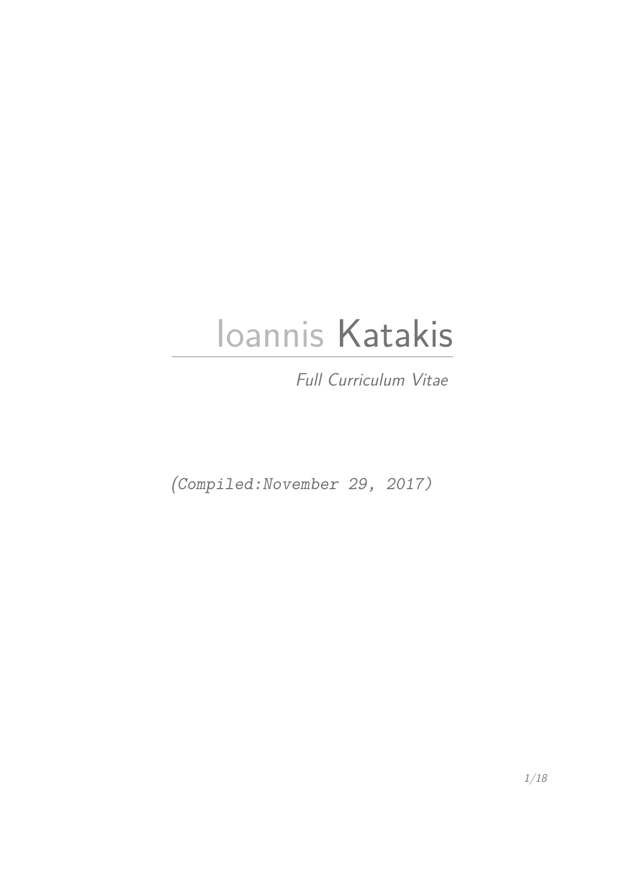# Ioannis Katakis

*Full Curriculum Vitae*

*(Compiled:November 29, 2017)*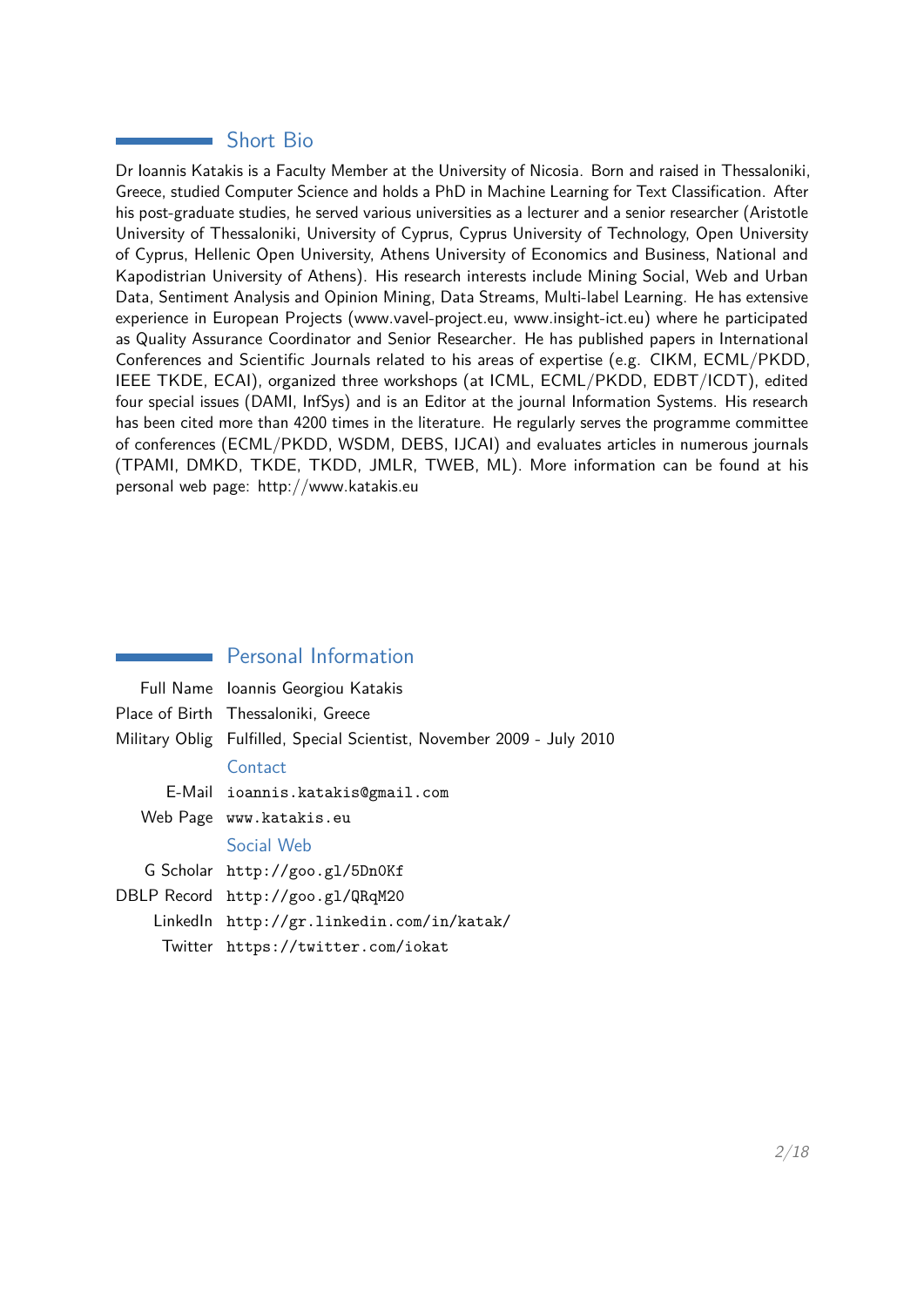## Short Bio

Dr Ioannis Katakis is a Faculty Member at the University of Nicosia. Born and raised in Thessaloniki, Greece, studied Computer Science and holds a PhD in Machine Learning for Text Classification. After his post-graduate studies, he served various universities as a lecturer and a senior researcher (Aristotle University of Thessaloniki, University of Cyprus, Cyprus University of Technology, Open University of Cyprus, Hellenic Open University, Athens University of Economics and Business, National and Kapodistrian University of Athens). His research interests include Mining Social, Web and Urban Data, Sentiment Analysis and Opinion Mining, Data Streams, Multi-label Learning. He has extensive experience in European Projects (www.vavel-project.eu, www.insight-ict.eu) where he participated as Quality Assurance Coordinator and Senior Researcher. He has published papers in International Conferences and Scientific Journals related to his areas of expertise (e.g. CIKM, ECML/PKDD, IEEE TKDE, ECAI), organized three workshops (at ICML, ECML/PKDD, EDBT/ICDT), edited four special issues (DAMI, InfSys) and is an Editor at the journal Information Systems. His research has been cited more than 4200 times in the literature. He regularly serves the programme committee of conferences (ECML/PKDD, WSDM, DEBS, IJCAI) and evaluates articles in numerous journals (TPAMI, DMKD, TKDE, TKDD, JMLR, TWEB, ML). More information can be found at his personal web page: http://www.katakis.eu

## Personal Information

| | |
|---|---|
| Full Name | Ioannis Georgiou Katakis |
| Place of Birth | Thessaloniki, Greece |
| Military Oblig | Fulfilled, Special Scientist, November 2009 - July 2010 |

### Contact

| | |
|---|---|
| E-Mail | `ioannis.katakis@gmail.com` |
| Web Page | `www.katakis.eu` |

### Social Web

| | |
|---|---|
| G Scholar | `http://goo.gl/5Dn0Kf` |
| DBLP Record | `http://goo.gl/QRqM20` |
| LinkedIn | `http://gr.linkedin.com/in/katak/` |
| Twitter | `https://twitter.com/iokat` |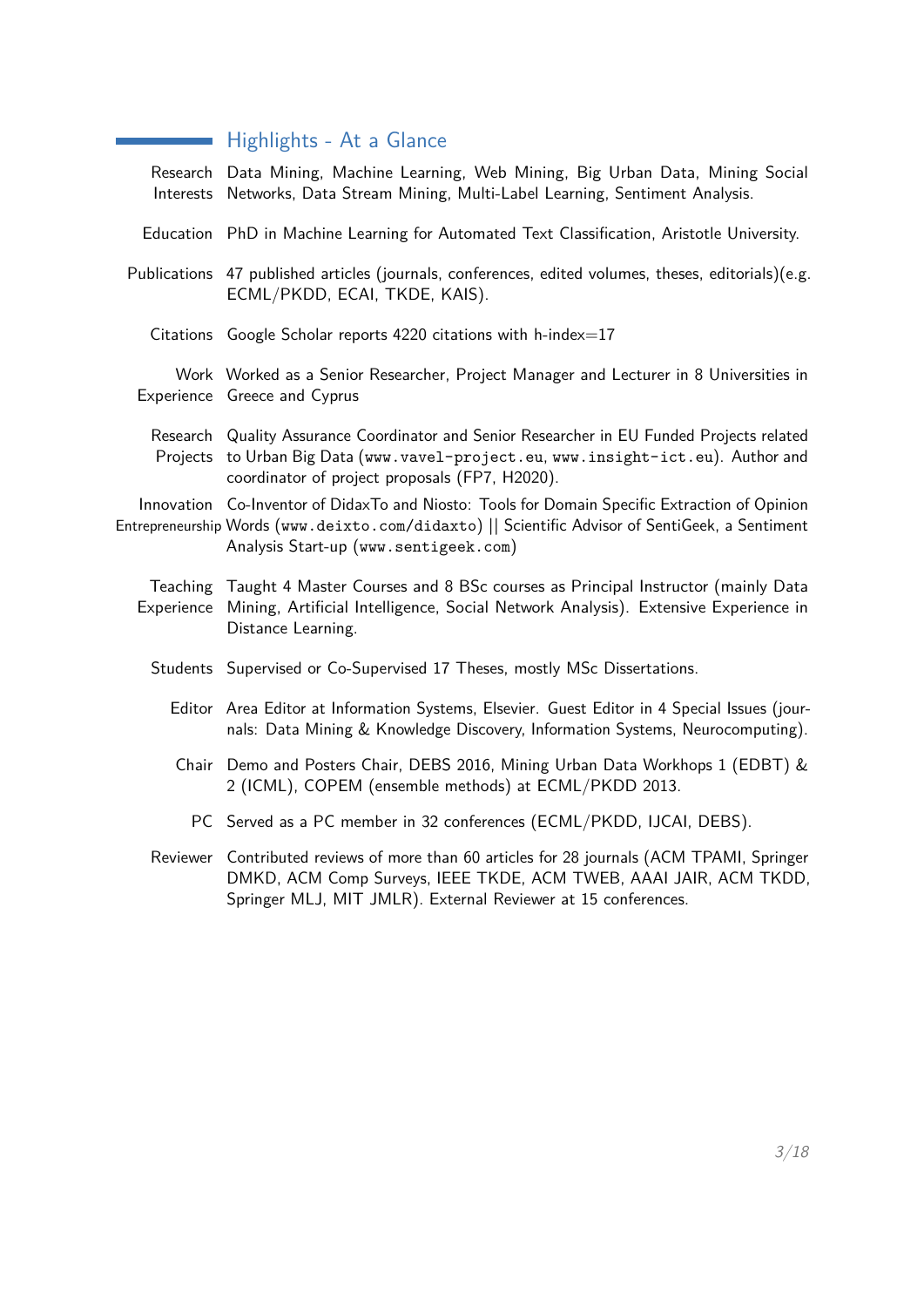## Highlights - At a Glance

| | |
|---|---|
| Research Interests | Data Mining, Machine Learning, Web Mining, Big Urban Data, Mining Social Networks, Data Stream Mining, Multi-Label Learning, Sentiment Analysis. |
| Education | PhD in Machine Learning for Automated Text Classification, Aristotle University. |
| Publications | 47 published articles (journals, conferences, edited volumes, theses, editorials)(e.g. ECML/PKDD, ECAI, TKDE, KAIS). |
| Citations | Google Scholar reports 4220 citations with h-index=17 |
| Work Experience | Worked as a Senior Researcher, Project Manager and Lecturer in 8 Universities in Greece and Cyprus |
| Research Projects | Quality Assurance Coordinator and Senior Researcher in EU Funded Projects related to Urban Big Data (`www.vavel-project.eu`, `www.insight-ict.eu`). Author and coordinator of project proposals (FP7, H2020). |
| Innovation Entrepreneurship | Co-Inventor of DidaxTo and Niosto: Tools for Domain Specific Extraction of Opinion Words (`www.deixto.com/didaxto`) \|\| Scientific Advisor of SentiGeek, a Sentiment Analysis Start-up (`www.sentigeek.com`) |
| Teaching Experience | Taught 4 Master Courses and 8 BSc courses as Principal Instructor (mainly Data Mining, Artificial Intelligence, Social Network Analysis). Extensive Experience in Distance Learning. |
| Students | Supervised or Co-Supervised 17 Theses, mostly MSc Dissertations. |
| Editor | Area Editor at Information Systems, Elsevier. Guest Editor in 4 Special Issues (journals: Data Mining & Knowledge Discovery, Information Systems, Neurocomputing). |
| Chair | Demo and Posters Chair, DEBS 2016, Mining Urban Data Workhops 1 (EDBT) & 2 (ICML), COPEM (ensemble methods) at ECML/PKDD 2013. |
| PC | Served as a PC member in 32 conferences (ECML/PKDD, IJCAI, DEBS). |
| Reviewer | Contributed reviews of more than 60 articles for 28 journals (ACM TPAMI, Springer DMKD, ACM Comp Surveys, IEEE TKDE, ACM TWEB, AAAI JAIR, ACM TKDD, Springer MLJ, MIT JMLR). External Reviewer at 15 conferences. |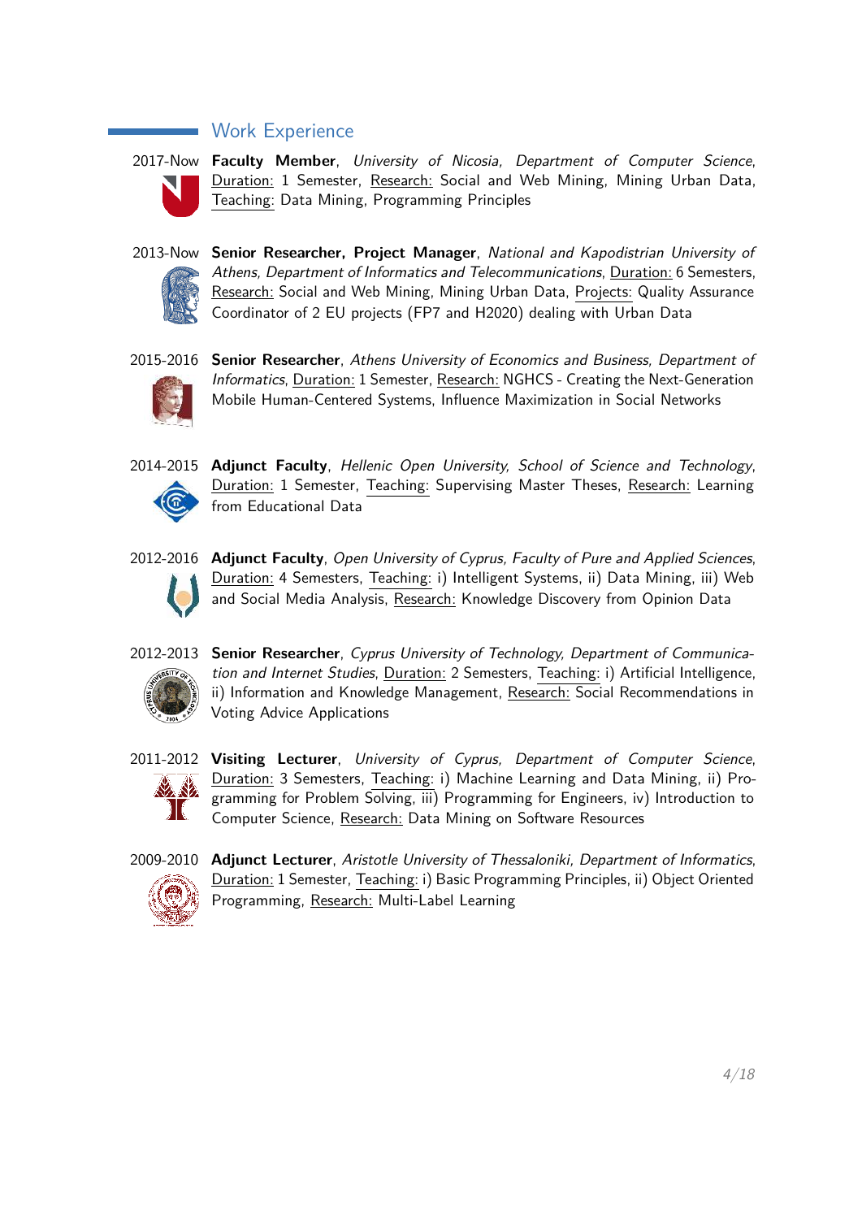## Work Experience

**2017-Now** — **Faculty Member**, *University of Nicosia, Department of Computer Science*, Duration: 1 Semester, Research: Social and Web Mining, Mining Urban Data, Teaching: Data Mining, Programming Principles

**2013-Now** — **Senior Researcher, Project Manager**, *National and Kapodistrian University of Athens, Department of Informatics and Telecommunications*, Duration: 6 Semesters, Research: Social and Web Mining, Mining Urban Data, Projects: Quality Assurance Coordinator of 2 EU projects (FP7 and H2020) dealing with Urban Data

**2015-2016** — **Senior Researcher**, *Athens University of Economics and Business, Department of Informatics*, Duration: 1 Semester, Research: NGHCS - Creating the Next-Generation Mobile Human-Centered Systems, Influence Maximization in Social Networks

**2014-2015** — **Adjunct Faculty**, *Hellenic Open University, School of Science and Technology*, Duration: 1 Semester, Teaching: Supervising Master Theses, Research: Learning from Educational Data

**2012-2016** — **Adjunct Faculty**, *Open University of Cyprus, Faculty of Pure and Applied Sciences*, Duration: 4 Semesters, Teaching: i) Intelligent Systems, ii) Data Mining, iii) Web and Social Media Analysis, Research: Knowledge Discovery from Opinion Data

**2012-2013** — **Senior Researcher**, *Cyprus University of Technology, Department of Communication and Internet Studies*, Duration: 2 Semesters, Teaching: i) Artificial Intelligence, ii) Information and Knowledge Management, Research: Social Recommendations in Voting Advice Applications

**2011-2012** — **Visiting Lecturer**, *University of Cyprus, Department of Computer Science*, Duration: 3 Semesters, Teaching: i) Machine Learning and Data Mining, ii) Programming for Problem Solving, iii) Programming for Engineers, iv) Introduction to Computer Science, Research: Data Mining on Software Resources

**2009-2010** — **Adjunct Lecturer**, *Aristotle University of Thessaloniki, Department of Informatics*, Duration: 1 Semester, Teaching: i) Basic Programming Principles, ii) Object Oriented Programming, Research: Multi-Label Learning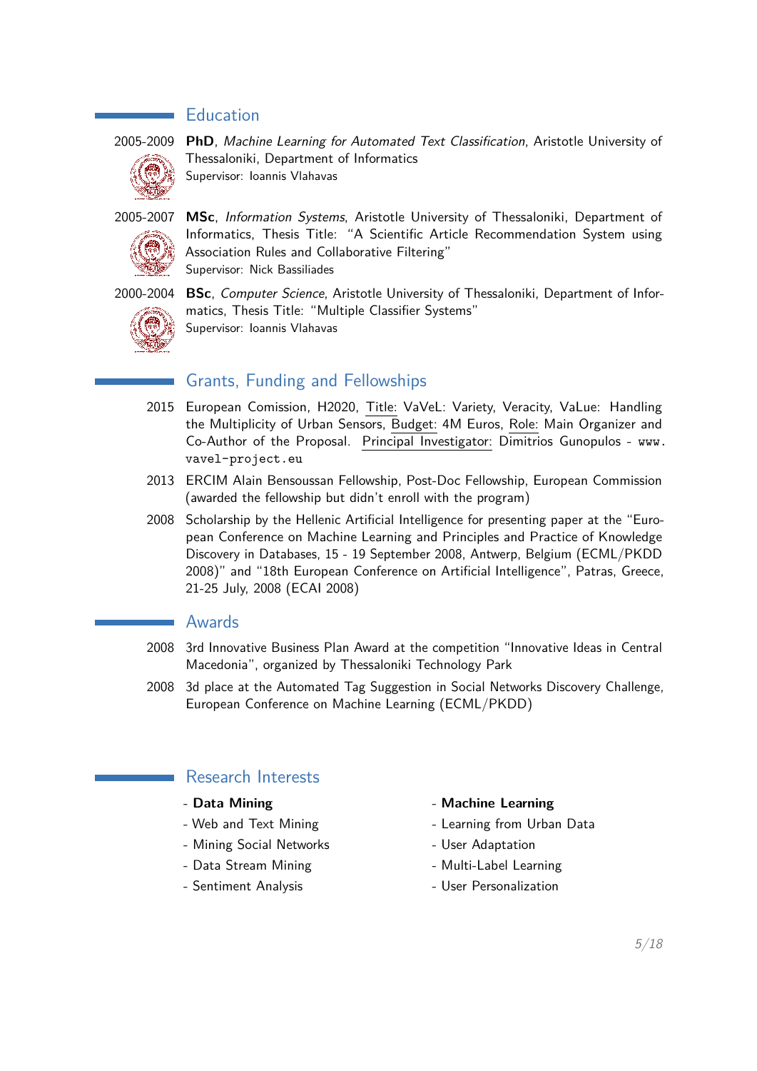## Education

2005-2009 **PhD**, *Machine Learning for Automated Text Classification*, Aristotle University of Thessaloniki, Department of Informatics
Supervisor: Ioannis Vlahavas

2005-2007 **MSc**, *Information Systems*, Aristotle University of Thessaloniki, Department of Informatics, Thesis Title: "A Scientific Article Recommendation System using Association Rules and Collaborative Filtering"
Supervisor: Nick Bassiliades

2000-2004 **BSc**, *Computer Science*, Aristotle University of Thessaloniki, Department of Informatics, Thesis Title: "Multiple Classifier Systems"
Supervisor: Ioannis Vlahavas

## Grants, Funding and Fellowships

2015 European Comission, H2020, Title: VaVeL: Variety, Veracity, VaLue: Handling the Multiplicity of Urban Sensors, Budget: 4M Euros, Role: Main Organizer and Co-Author of the Proposal. Principal Investigator: Dimitrios Gunopulos - `www.vavel-project.eu`

2013 ERCIM Alain Bensoussan Fellowship, Post-Doc Fellowship, European Commission (awarded the fellowship but didn't enroll with the program)

2008 Scholarship by the Hellenic Artificial Intelligence for presenting paper at the "European Conference on Machine Learning and Principles and Practice of Knowledge Discovery in Databases, 15 - 19 September 2008, Antwerp, Belgium (ECML/PKDD 2008)" and "18th European Conference on Artificial Intelligence", Patras, Greece, 21-25 July, 2008 (ECAI 2008)

## Awards

2008 3rd Innovative Business Plan Award at the competition "Innovative Ideas in Central Macedonia", organized by Thessaloniki Technology Park

2008 3d place at the Automated Tag Suggestion in Social Networks Discovery Challenge, European Conference on Machine Learning (ECML/PKDD)

## Research Interests

- **Data Mining**
- Web and Text Mining
- Mining Social Networks
- Data Stream Mining
- Sentiment Analysis

- **Machine Learning**
- Learning from Urban Data
- User Adaptation
- Multi-Label Learning
- User Personalization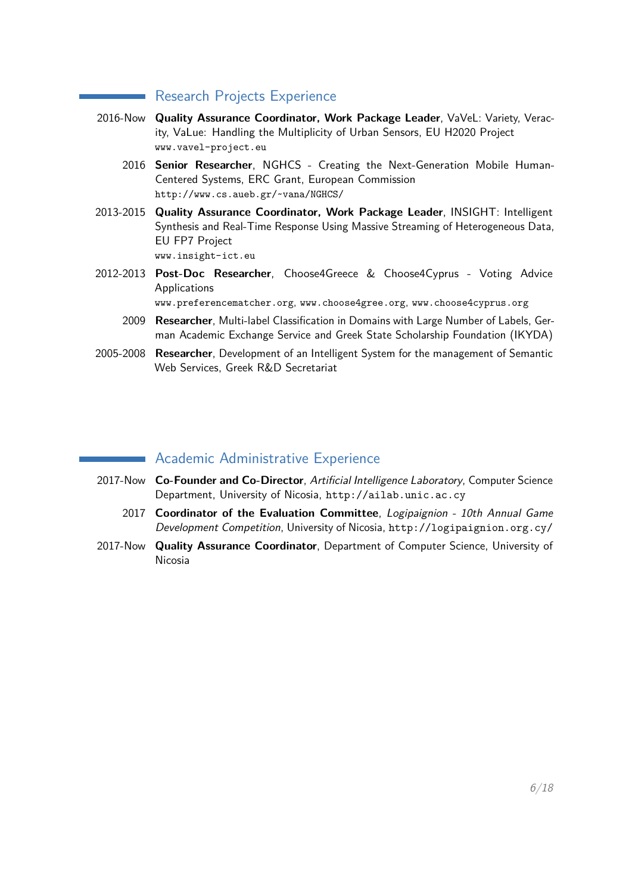## Research Projects Experience

- 2016-Now **Quality Assurance Coordinator, Work Package Leader**, VaVeL: Variety, Veracity, VaLue: Handling the Multiplicity of Urban Sensors, EU H2020 Project
  `www.vavel-project.eu`
- 2016 **Senior Researcher**, NGHCS - Creating the Next-Generation Mobile Human-Centered Systems, ERC Grant, European Commission
  `http://www.cs.aueb.gr/~vana/NGHCS/`
- 2013-2015 **Quality Assurance Coordinator, Work Package Leader**, INSIGHT: Intelligent Synthesis and Real-Time Response Using Massive Streaming of Heterogeneous Data, EU FP7 Project
  `www.insight-ict.eu`
- 2012-2013 **Post-Doc Researcher**, Choose4Greece & Choose4Cyprus - Voting Advice Applications
  `www.preferencematcher.org`, `www.choose4gree.org`, `www.choose4cyprus.org`
- 2009 **Researcher**, Multi-label Classification in Domains with Large Number of Labels, German Academic Exchange Service and Greek State Scholarship Foundation (IKYDA)
- 2005-2008 **Researcher**, Development of an Intelligent System for the management of Semantic Web Services, Greek R&D Secretariat

## Academic Administrative Experience

- 2017-Now **Co-Founder and Co-Director**, *Artificial Intelligence Laboratory*, Computer Science Department, University of Nicosia, `http://ailab.unic.ac.cy`
- 2017 **Coordinator of the Evaluation Committee**, *Logipaignion - 10th Annual Game Development Competition*, University of Nicosia, `http://logipaignion.org.cy/`
- 2017-Now **Quality Assurance Coordinator**, Department of Computer Science, University of Nicosia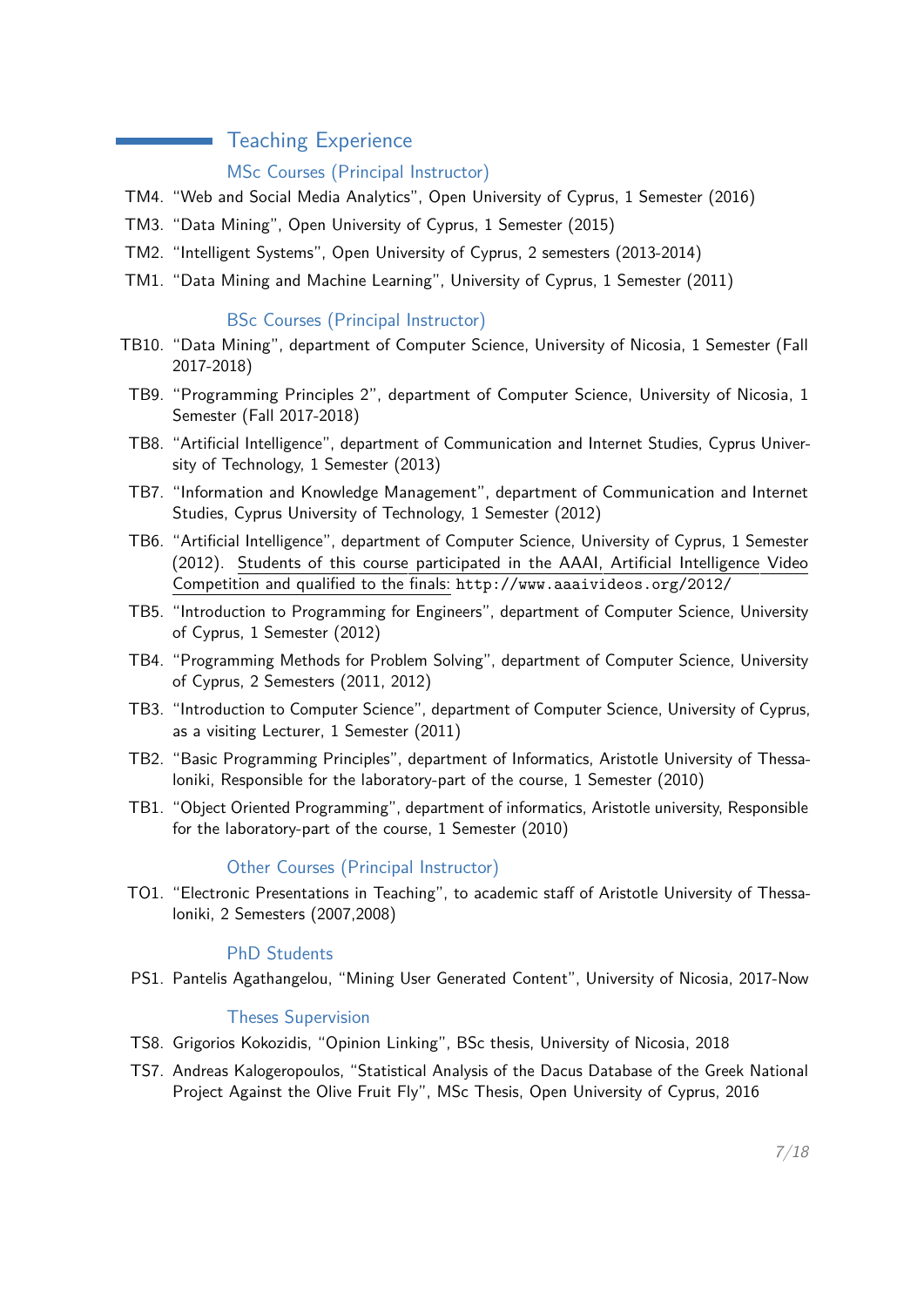## Teaching Experience

### MSc Courses (Principal Instructor)

- TM4. "Web and Social Media Analytics", Open University of Cyprus, 1 Semester (2016)
- TM3. "Data Mining", Open University of Cyprus, 1 Semester (2015)
- TM2. "Intelligent Systems", Open University of Cyprus, 2 semesters (2013-2014)
- TM1. "Data Mining and Machine Learning", University of Cyprus, 1 Semester (2011)

### BSc Courses (Principal Instructor)

- TB10. "Data Mining", department of Computer Science, University of Nicosia, 1 Semester (Fall 2017-2018)
- TB9. "Programming Principles 2", department of Computer Science, University of Nicosia, 1 Semester (Fall 2017-2018)
- TB8. "Artificial Intelligence", department of Communication and Internet Studies, Cyprus University of Technology, 1 Semester (2013)
- TB7. "Information and Knowledge Management", department of Communication and Internet Studies, Cyprus University of Technology, 1 Semester (2012)
- TB6. "Artificial Intelligence", department of Computer Science, University of Cyprus, 1 Semester (2012). Students of this course participated in the AAAI, Artificial Intelligence Video Competition and qualified to the finals: `http://www.aaaivideos.org/2012/`
- TB5. "Introduction to Programming for Engineers", department of Computer Science, University of Cyprus, 1 Semester (2012)
- TB4. "Programming Methods for Problem Solving", department of Computer Science, University of Cyprus, 2 Semesters (2011, 2012)
- TB3. "Introduction to Computer Science", department of Computer Science, University of Cyprus, as a visiting Lecturer, 1 Semester (2011)
- TB2. "Basic Programming Principles", department of Informatics, Aristotle University of Thessaloniki, Responsible for the laboratory-part of the course, 1 Semester (2010)
- TB1. "Object Oriented Programming", department of informatics, Aristotle university, Responsible for the laboratory-part of the course, 1 Semester (2010)

### Other Courses (Principal Instructor)

- TO1. "Electronic Presentations in Teaching", to academic staff of Aristotle University of Thessaloniki, 2 Semesters (2007,2008)

### PhD Students

- PS1. Pantelis Agathangelou, "Mining User Generated Content", University of Nicosia, 2017-Now

### Theses Supervision

- TS8. Grigorios Kokozidis, "Opinion Linking", BSc thesis, University of Nicosia, 2018
- TS7. Andreas Kalogeropoulos, "Statistical Analysis of the Dacus Database of the Greek National Project Against the Olive Fruit Fly", MSc Thesis, Open University of Cyprus, 2016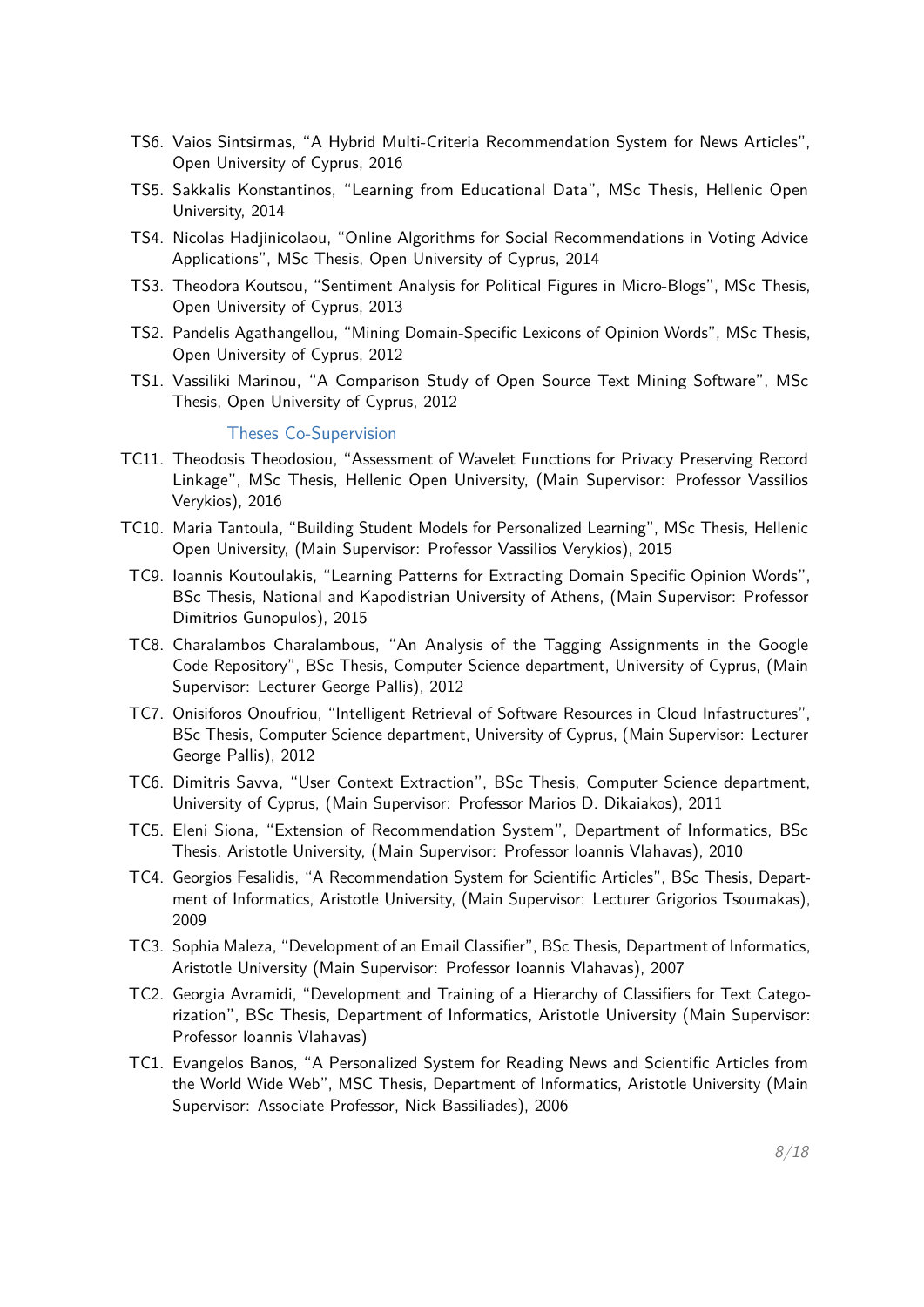- TS6. Vaios Sintsirmas, "A Hybrid Multi-Criteria Recommendation System for News Articles", Open University of Cyprus, 2016
- TS5. Sakkalis Konstantinos, "Learning from Educational Data", MSc Thesis, Hellenic Open University, 2014
- TS4. Nicolas Hadjinicolaou, "Online Algorithms for Social Recommendations in Voting Advice Applications", MSc Thesis, Open University of Cyprus, 2014
- TS3. Theodora Koutsou, "Sentiment Analysis for Political Figures in Micro-Blogs", MSc Thesis, Open University of Cyprus, 2013
- TS2. Pandelis Agathangellou, "Mining Domain-Specific Lexicons of Opinion Words", MSc Thesis, Open University of Cyprus, 2012
- TS1. Vassiliki Marinou, "A Comparison Study of Open Source Text Mining Software", MSc Thesis, Open University of Cyprus, 2012

### Theses Co-Supervision

- TC11. Theodosis Theodosiou, "Assessment of Wavelet Functions for Privacy Preserving Record Linkage", MSc Thesis, Hellenic Open University, (Main Supervisor: Professor Vassilios Verykios), 2016
- TC10. Maria Tantoula, "Building Student Models for Personalized Learning", MSc Thesis, Hellenic Open University, (Main Supervisor: Professor Vassilios Verykios), 2015
- TC9. Ioannis Koutoulakis, "Learning Patterns for Extracting Domain Specific Opinion Words", BSc Thesis, National and Kapodistrian University of Athens, (Main Supervisor: Professor Dimitrios Gunopulos), 2015
- TC8. Charalambos Charalambous, "An Analysis of the Tagging Assignments in the Google Code Repository", BSc Thesis, Computer Science department, University of Cyprus, (Main Supervisor: Lecturer George Pallis), 2012
- TC7. Onisiforos Onoufriou, "Intelligent Retrieval of Software Resources in Cloud Infastructures", BSc Thesis, Computer Science department, University of Cyprus, (Main Supervisor: Lecturer George Pallis), 2012
- TC6. Dimitris Savva, "User Context Extraction", BSc Thesis, Computer Science department, University of Cyprus, (Main Supervisor: Professor Marios D. Dikaiakos), 2011
- TC5. Eleni Siona, "Extension of Recommendation System", Department of Informatics, BSc Thesis, Aristotle University, (Main Supervisor: Professor Ioannis Vlahavas), 2010
- TC4. Georgios Fesalidis, "A Recommendation System for Scientific Articles", BSc Thesis, Department of Informatics, Aristotle University, (Main Supervisor: Lecturer Grigorios Tsoumakas), 2009
- TC3. Sophia Maleza, "Development of an Email Classifier", BSc Thesis, Department of Informatics, Aristotle University (Main Supervisor: Professor Ioannis Vlahavas), 2007
- TC2. Georgia Avramidi, "Development and Training of a Hierarchy of Classifiers for Text Categorization", BSc Thesis, Department of Informatics, Aristotle University (Main Supervisor: Professor Ioannis Vlahavas)
- TC1. Evangelos Banos, "A Personalized System for Reading News and Scientific Articles from the World Wide Web", MSC Thesis, Department of Informatics, Aristotle University (Main Supervisor: Associate Professor, Nick Bassiliades), 2006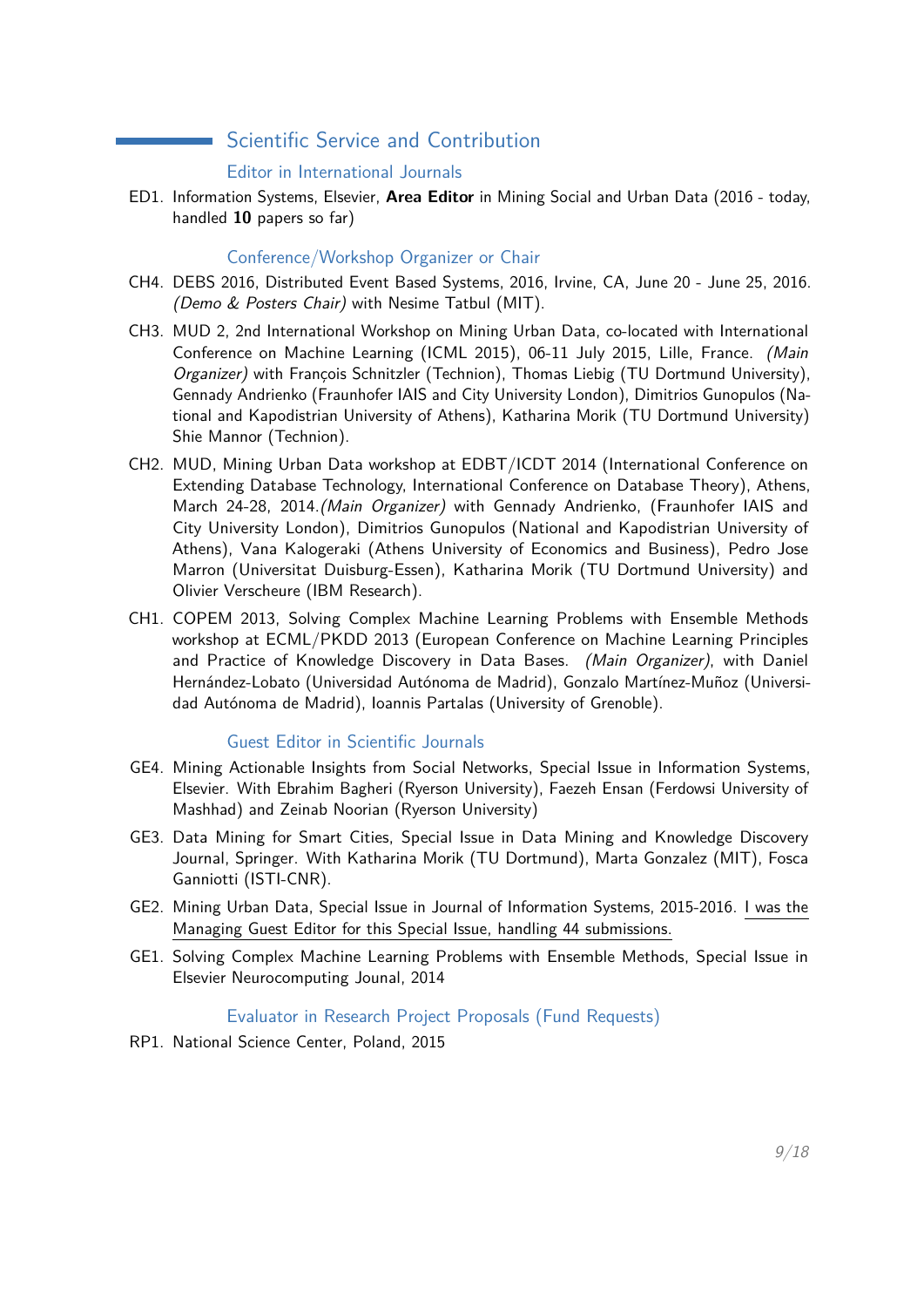## Scientific Service and Contribution

### Editor in International Journals

ED1. Information Systems, Elsevier, **Area Editor** in Mining Social and Urban Data (2016 - today, handled **10** papers so far)

### Conference/Workshop Organizer or Chair

CH4. DEBS 2016, Distributed Event Based Systems, 2016, Irvine, CA, June 20 - June 25, 2016. *(Demo & Posters Chair)* with Nesime Tatbul (MIT).

CH3. MUD 2, 2nd International Workshop on Mining Urban Data, co-located with International Conference on Machine Learning (ICML 2015), 06-11 July 2015, Lille, France. *(Main Organizer)* with François Schnitzler (Technion), Thomas Liebig (TU Dortmund University), Gennady Andrienko (Fraunhofer IAIS and City University London), Dimitrios Gunopulos (National and Kapodistrian University of Athens), Katharina Morik (TU Dortmund University) Shie Mannor (Technion).

CH2. MUD, Mining Urban Data workshop at EDBT/ICDT 2014 (International Conference on Extending Database Technology, International Conference on Database Theory), Athens, March 24-28, 2014.*(Main Organizer)* with Gennady Andrienko, (Fraunhofer IAIS and City University London), Dimitrios Gunopulos (National and Kapodistrian University of Athens), Vana Kalogeraki (Athens University of Economics and Business), Pedro Jose Marron (Universitat Duisburg-Essen), Katharina Morik (TU Dortmund University) and Olivier Verscheure (IBM Research).

CH1. COPEM 2013, Solving Complex Machine Learning Problems with Ensemble Methods workshop at ECML/PKDD 2013 (European Conference on Machine Learning Principles and Practice of Knowledge Discovery in Data Bases. *(Main Organizer)*, with Daniel Hernández-Lobato (Universidad Autónoma de Madrid), Gonzalo Martínez-Muñoz (Universidad Autónoma de Madrid), Ioannis Partalas (University of Grenoble).

### Guest Editor in Scientific Journals

GE4. Mining Actionable Insights from Social Networks, Special Issue in Information Systems, Elsevier. With Ebrahim Bagheri (Ryerson University), Faezeh Ensan (Ferdowsi University of Mashhad) and Zeinab Noorian (Ryerson University)

GE3. Data Mining for Smart Cities, Special Issue in Data Mining and Knowledge Discovery Journal, Springer. With Katharina Morik (TU Dortmund), Marta Gonzalez (MIT), Fosca Ganniotti (ISTI-CNR).

GE2. Mining Urban Data, Special Issue in Journal of Information Systems, 2015-2016. <u>I was the Managing Guest Editor for this Special Issue, handling 44 submissions.</u>

GE1. Solving Complex Machine Learning Problems with Ensemble Methods, Special Issue in Elsevier Neurocomputing Jounal, 2014

### Evaluator in Research Project Proposals (Fund Requests)

RP1. National Science Center, Poland, 2015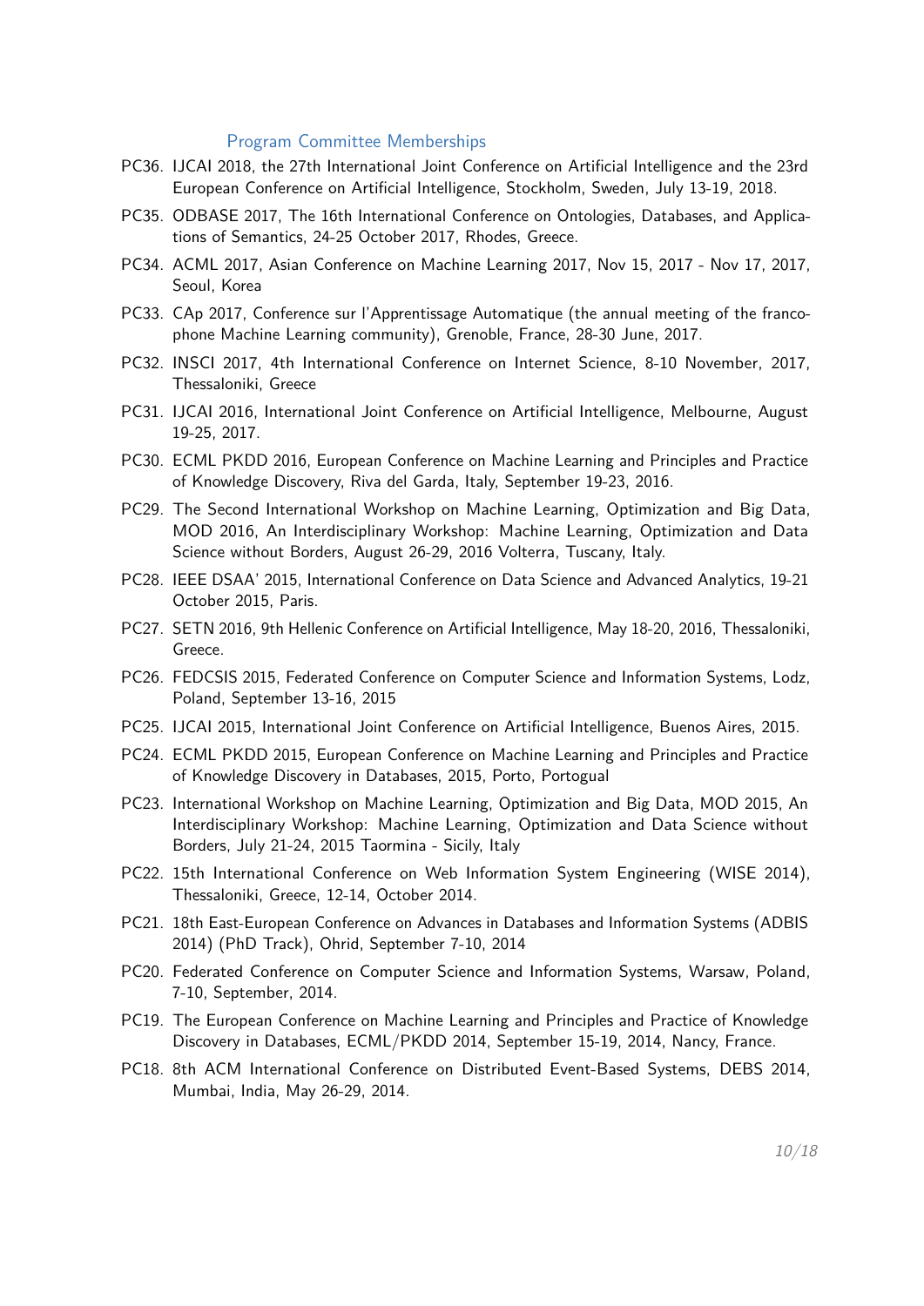## Program Committee Memberships

- PC36. IJCAI 2018, the 27th International Joint Conference on Artificial Intelligence and the 23rd European Conference on Artificial Intelligence, Stockholm, Sweden, July 13-19, 2018.
- PC35. ODBASE 2017, The 16th International Conference on Ontologies, Databases, and Applications of Semantics, 24-25 October 2017, Rhodes, Greece.
- PC34. ACML 2017, Asian Conference on Machine Learning 2017, Nov 15, 2017 - Nov 17, 2017, Seoul, Korea
- PC33. CAp 2017, Conference sur l'Apprentissage Automatique (the annual meeting of the francophone Machine Learning community), Grenoble, France, 28-30 June, 2017.
- PC32. INSCI 2017, 4th International Conference on Internet Science, 8-10 November, 2017, Thessaloniki, Greece
- PC31. IJCAI 2016, International Joint Conference on Artificial Intelligence, Melbourne, August 19-25, 2017.
- PC30. ECML PKDD 2016, European Conference on Machine Learning and Principles and Practice of Knowledge Discovery, Riva del Garda, Italy, September 19-23, 2016.
- PC29. The Second International Workshop on Machine Learning, Optimization and Big Data, MOD 2016, An Interdisciplinary Workshop: Machine Learning, Optimization and Data Science without Borders, August 26-29, 2016 Volterra, Tuscany, Italy.
- PC28. IEEE DSAA' 2015, International Conference on Data Science and Advanced Analytics, 19-21 October 2015, Paris.
- PC27. SETN 2016, 9th Hellenic Conference on Artificial Intelligence, May 18-20, 2016, Thessaloniki, Greece.
- PC26. FEDCSIS 2015, Federated Conference on Computer Science and Information Systems, Lodz, Poland, September 13-16, 2015
- PC25. IJCAI 2015, International Joint Conference on Artificial Intelligence, Buenos Aires, 2015.
- PC24. ECML PKDD 2015, European Conference on Machine Learning and Principles and Practice of Knowledge Discovery in Databases, 2015, Porto, Portogual
- PC23. International Workshop on Machine Learning, Optimization and Big Data, MOD 2015, An Interdisciplinary Workshop: Machine Learning, Optimization and Data Science without Borders, July 21-24, 2015 Taormina - Sicily, Italy
- PC22. 15th International Conference on Web Information System Engineering (WISE 2014), Thessaloniki, Greece, 12-14, October 2014.
- PC21. 18th East-European Conference on Advances in Databases and Information Systems (ADBIS 2014) (PhD Track), Ohrid, September 7-10, 2014
- PC20. Federated Conference on Computer Science and Information Systems, Warsaw, Poland, 7-10, September, 2014.
- PC19. The European Conference on Machine Learning and Principles and Practice of Knowledge Discovery in Databases, ECML/PKDD 2014, September 15-19, 2014, Nancy, France.
- PC18. 8th ACM International Conference on Distributed Event-Based Systems, DEBS 2014, Mumbai, India, May 26-29, 2014.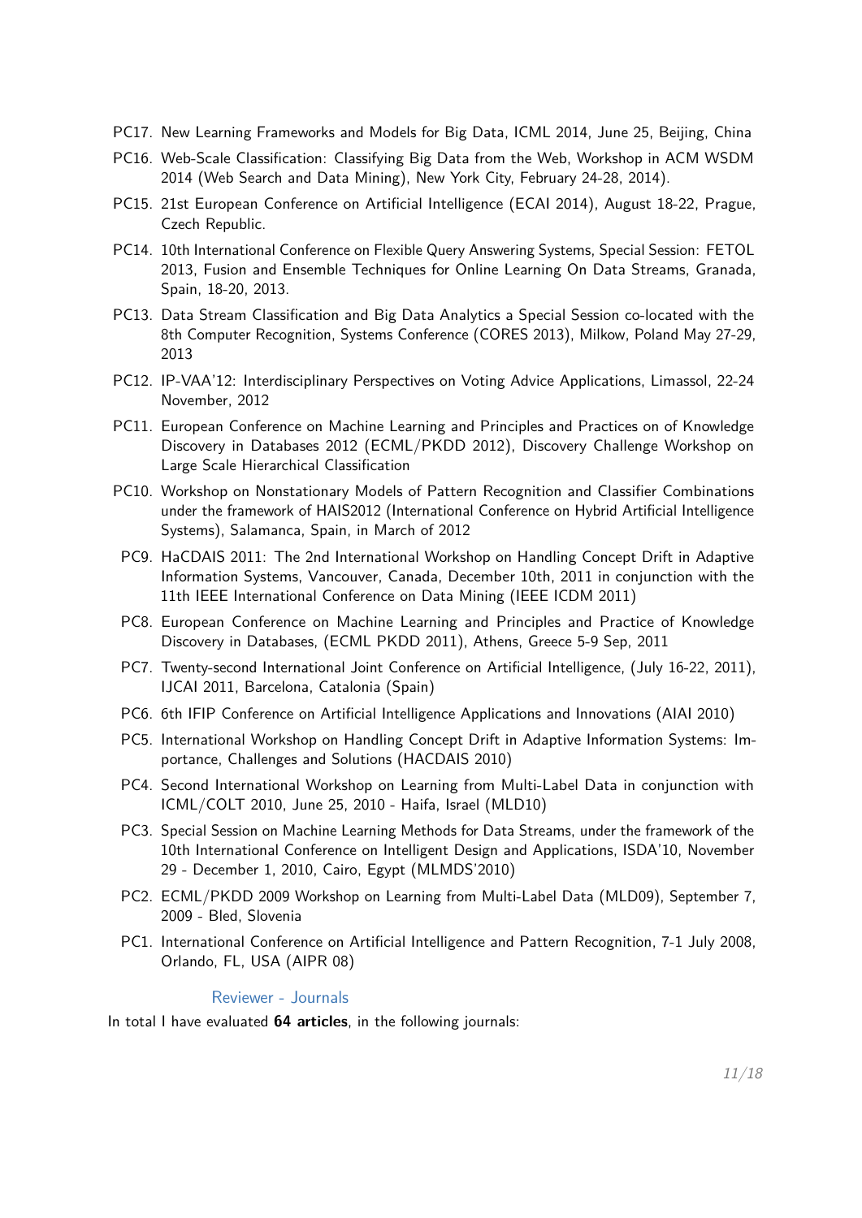PC17. New Learning Frameworks and Models for Big Data, ICML 2014, June 25, Beijing, China

PC16. Web-Scale Classification: Classifying Big Data from the Web, Workshop in ACM WSDM 2014 (Web Search and Data Mining), New York City, February 24-28, 2014).

PC15. 21st European Conference on Artificial Intelligence (ECAI 2014), August 18-22, Prague, Czech Republic.

PC14. 10th International Conference on Flexible Query Answering Systems, Special Session: FETOL 2013, Fusion and Ensemble Techniques for Online Learning On Data Streams, Granada, Spain, 18-20, 2013.

PC13. Data Stream Classification and Big Data Analytics a Special Session co-located with the 8th Computer Recognition, Systems Conference (CORES 2013), Milkow, Poland May 27-29, 2013

PC12. IP-VAA'12: Interdisciplinary Perspectives on Voting Advice Applications, Limassol, 22-24 November, 2012

PC11. European Conference on Machine Learning and Principles and Practices on of Knowledge Discovery in Databases 2012 (ECML/PKDD 2012), Discovery Challenge Workshop on Large Scale Hierarchical Classification

PC10. Workshop on Nonstationary Models of Pattern Recognition and Classifier Combinations under the framework of HAIS2012 (International Conference on Hybrid Artificial Intelligence Systems), Salamanca, Spain, in March of 2012

PC9. HaCDAIS 2011: The 2nd International Workshop on Handling Concept Drift in Adaptive Information Systems, Vancouver, Canada, December 10th, 2011 in conjunction with the 11th IEEE International Conference on Data Mining (IEEE ICDM 2011)

PC8. European Conference on Machine Learning and Principles and Practice of Knowledge Discovery in Databases, (ECML PKDD 2011), Athens, Greece 5-9 Sep, 2011

PC7. Twenty-second International Joint Conference on Artificial Intelligence, (July 16-22, 2011), IJCAI 2011, Barcelona, Catalonia (Spain)

PC6. 6th IFIP Conference on Artificial Intelligence Applications and Innovations (AIAI 2010)

PC5. International Workshop on Handling Concept Drift in Adaptive Information Systems: Importance, Challenges and Solutions (HACDAIS 2010)

PC4. Second International Workshop on Learning from Multi-Label Data in conjunction with ICML/COLT 2010, June 25, 2010 - Haifa, Israel (MLD10)

PC3. Special Session on Machine Learning Methods for Data Streams, under the framework of the 10th International Conference on Intelligent Design and Applications, ISDA'10, November 29 - December 1, 2010, Cairo, Egypt (MLMDS'2010)

PC2. ECML/PKDD 2009 Workshop on Learning from Multi-Label Data (MLD09), September 7, 2009 - Bled, Slovenia

PC1. International Conference on Artificial Intelligence and Pattern Recognition, 7-1 July 2008, Orlando, FL, USA (AIPR 08)

### Reviewer - Journals

In total I have evaluated **64 articles**, in the following journals: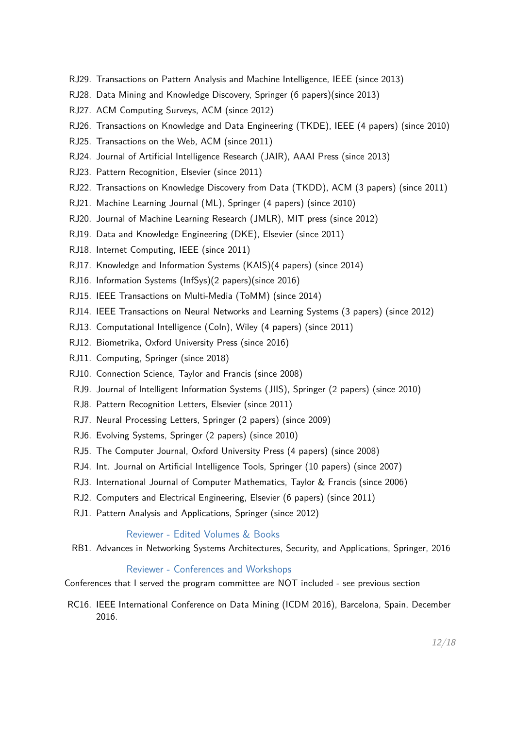RJ29. Transactions on Pattern Analysis and Machine Intelligence, IEEE (since 2013)
RJ28. Data Mining and Knowledge Discovery, Springer (6 papers)(since 2013)
RJ27. ACM Computing Surveys, ACM (since 2012)
RJ26. Transactions on Knowledge and Data Engineering (TKDE), IEEE (4 papers) (since 2010)
RJ25. Transactions on the Web, ACM (since 2011)
RJ24. Journal of Artificial Intelligence Research (JAIR), AAAI Press (since 2013)
RJ23. Pattern Recognition, Elsevier (since 2011)
RJ22. Transactions on Knowledge Discovery from Data (TKDD), ACM (3 papers) (since 2011)
RJ21. Machine Learning Journal (ML), Springer (4 papers) (since 2010)
RJ20. Journal of Machine Learning Research (JMLR), MIT press (since 2012)
RJ19. Data and Knowledge Engineering (DKE), Elsevier (since 2011)
RJ18. Internet Computing, IEEE (since 2011)
RJ17. Knowledge and Information Systems (KAIS)(4 papers) (since 2014)
RJ16. Information Systems (InfSys)(2 papers)(since 2016)
RJ15. IEEE Transactions on Multi-Media (ToMM) (since 2014)
RJ14. IEEE Transactions on Neural Networks and Learning Systems (3 papers) (since 2012)
RJ13. Computational Intelligence (CoIn), Wiley (4 papers) (since 2011)
RJ12. Biometrika, Oxford University Press (since 2016)
RJ11. Computing, Springer (since 2018)
RJ10. Connection Science, Taylor and Francis (since 2008)
RJ9. Journal of Intelligent Information Systems (JIIS), Springer (2 papers) (since 2010)
RJ8. Pattern Recognition Letters, Elsevier (since 2011)
RJ7. Neural Processing Letters, Springer (2 papers) (since 2009)
RJ6. Evolving Systems, Springer (2 papers) (since 2010)
RJ5. The Computer Journal, Oxford University Press (4 papers) (since 2008)
RJ4. Int. Journal on Artificial Intelligence Tools, Springer (10 papers) (since 2007)
RJ3. International Journal of Computer Mathematics, Taylor & Francis (since 2006)
RJ2. Computers and Electrical Engineering, Elsevier (6 papers) (since 2011)
RJ1. Pattern Analysis and Applications, Springer (since 2012)

### Reviewer - Edited Volumes & Books

RB1. Advances in Networking Systems Architectures, Security, and Applications, Springer, 2016

### Reviewer - Conferences and Workshops

Conferences that I served the program committee are NOT included - see previous section

RC16. IEEE International Conference on Data Mining (ICDM 2016), Barcelona, Spain, December 2016.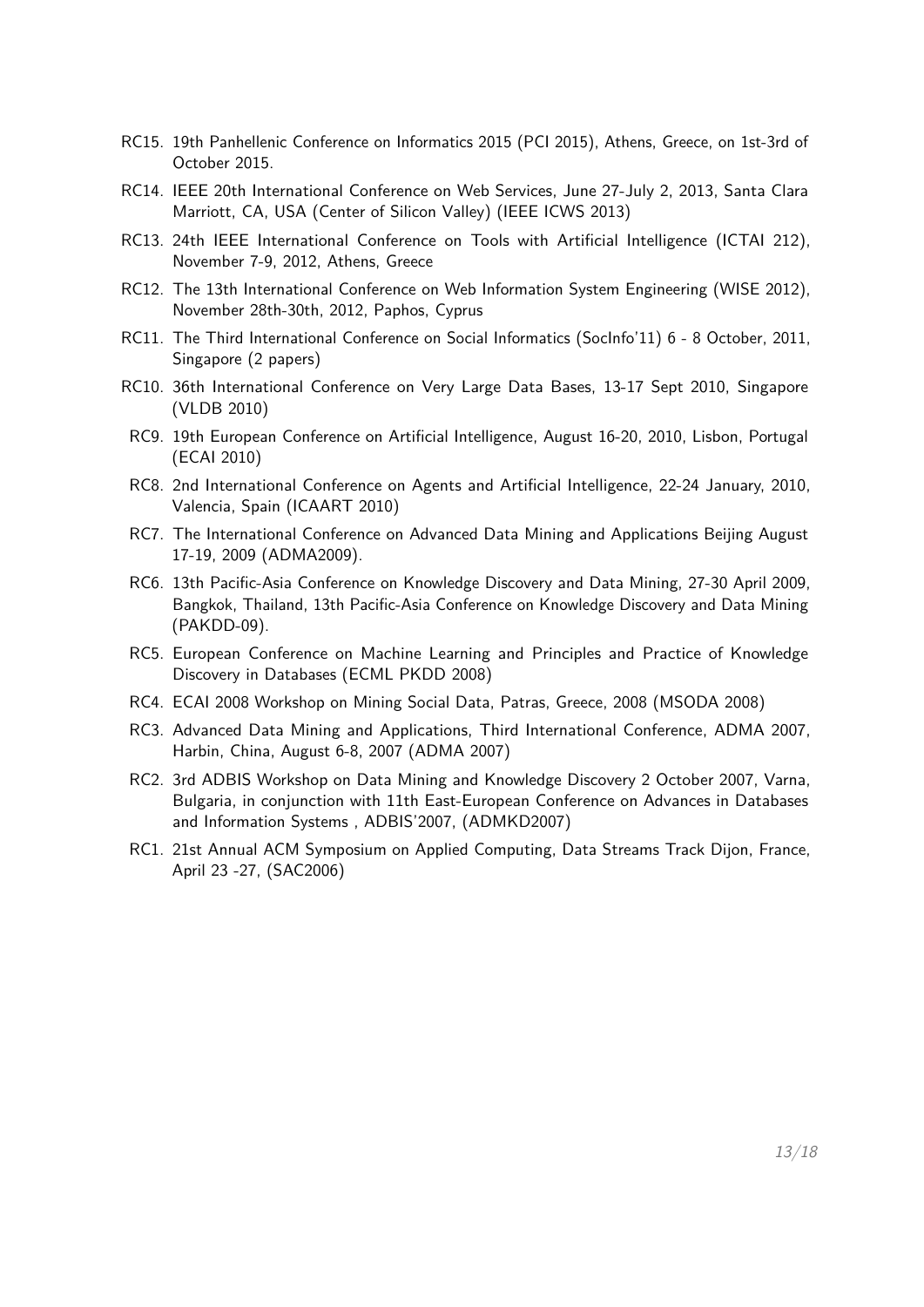- RC15. 19th Panhellenic Conference on Informatics 2015 (PCI 2015), Athens, Greece, on 1st-3rd of October 2015.
- RC14. IEEE 20th International Conference on Web Services, June 27-July 2, 2013, Santa Clara Marriott, CA, USA (Center of Silicon Valley) (IEEE ICWS 2013)
- RC13. 24th IEEE International Conference on Tools with Artificial Intelligence (ICTAI 212), November 7-9, 2012, Athens, Greece
- RC12. The 13th International Conference on Web Information System Engineering (WISE 2012), November 28th-30th, 2012, Paphos, Cyprus
- RC11. The Third International Conference on Social Informatics (SocInfo'11) 6 - 8 October, 2011, Singapore (2 papers)
- RC10. 36th International Conference on Very Large Data Bases, 13-17 Sept 2010, Singapore (VLDB 2010)
- RC9. 19th European Conference on Artificial Intelligence, August 16-20, 2010, Lisbon, Portugal (ECAI 2010)
- RC8. 2nd International Conference on Agents and Artificial Intelligence, 22-24 January, 2010, Valencia, Spain (ICAART 2010)
- RC7. The International Conference on Advanced Data Mining and Applications Beijing August 17-19, 2009 (ADMA2009).
- RC6. 13th Pacific-Asia Conference on Knowledge Discovery and Data Mining, 27-30 April 2009, Bangkok, Thailand, 13th Pacific-Asia Conference on Knowledge Discovery and Data Mining (PAKDD-09).
- RC5. European Conference on Machine Learning and Principles and Practice of Knowledge Discovery in Databases (ECML PKDD 2008)
- RC4. ECAI 2008 Workshop on Mining Social Data, Patras, Greece, 2008 (MSODA 2008)
- RC3. Advanced Data Mining and Applications, Third International Conference, ADMA 2007, Harbin, China, August 6-8, 2007 (ADMA 2007)
- RC2. 3rd ADBIS Workshop on Data Mining and Knowledge Discovery 2 October 2007, Varna, Bulgaria, in conjunction with 11th East-European Conference on Advances in Databases and Information Systems , ADBIS'2007, (ADMKD2007)
- RC1. 21st Annual ACM Symposium on Applied Computing, Data Streams Track Dijon, France, April 23 -27, (SAC2006)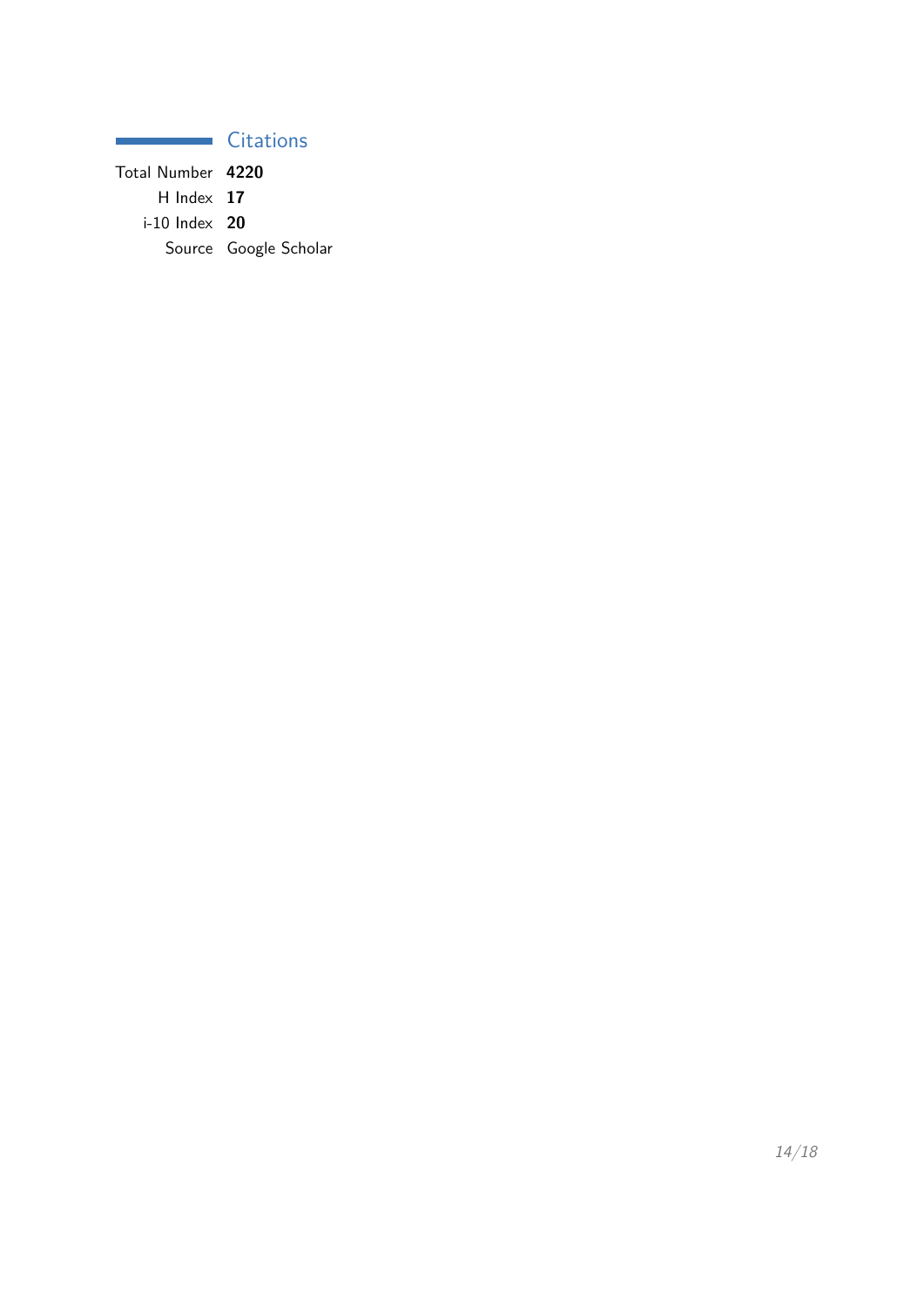## Citations

| | |
|---|---|
| Total Number | **4220** |
| H Index | **17** |
| i-10 Index | **20** |
| Source | Google Scholar |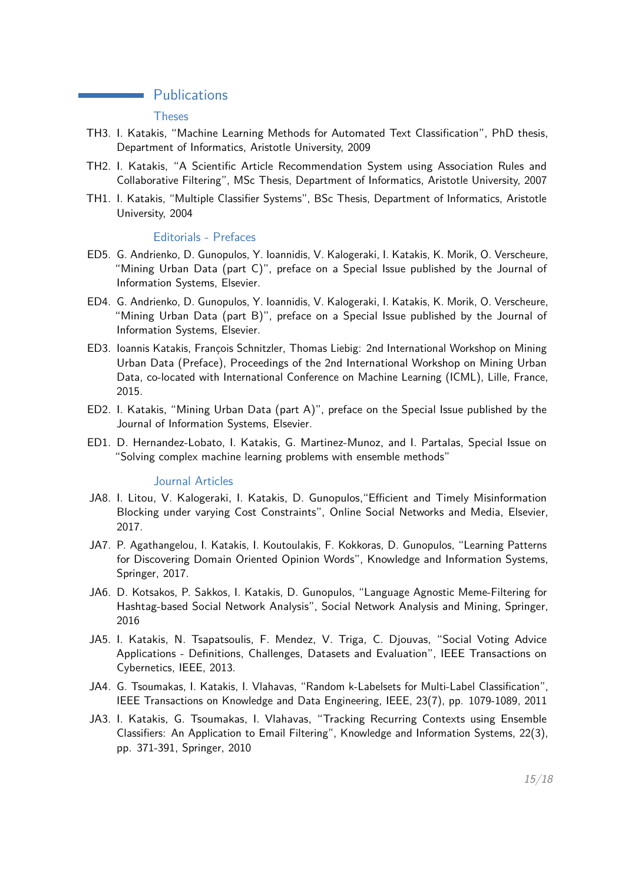## Publications

### Theses

- TH3. I. Katakis, "Machine Learning Methods for Automated Text Classification", PhD thesis, Department of Informatics, Aristotle University, 2009
- TH2. I. Katakis, "A Scientific Article Recommendation System using Association Rules and Collaborative Filtering", MSc Thesis, Department of Informatics, Aristotle University, 2007
- TH1. I. Katakis, "Multiple Classifier Systems", BSc Thesis, Department of Informatics, Aristotle University, 2004

### Editorials - Prefaces

- ED5. G. Andrienko, D. Gunopulos, Y. Ioannidis, V. Kalogeraki, I. Katakis, K. Morik, O. Verscheure, "Mining Urban Data (part C)", preface on a Special Issue published by the Journal of Information Systems, Elsevier.
- ED4. G. Andrienko, D. Gunopulos, Y. Ioannidis, V. Kalogeraki, I. Katakis, K. Morik, O. Verscheure, "Mining Urban Data (part B)", preface on a Special Issue published by the Journal of Information Systems, Elsevier.
- ED3. Ioannis Katakis, François Schnitzler, Thomas Liebig: 2nd International Workshop on Mining Urban Data (Preface), Proceedings of the 2nd International Workshop on Mining Urban Data, co-located with International Conference on Machine Learning (ICML), Lille, France, 2015.
- ED2. I. Katakis, "Mining Urban Data (part A)", preface on the Special Issue published by the Journal of Information Systems, Elsevier.
- ED1. D. Hernandez-Lobato, I. Katakis, G. Martinez-Munoz, and I. Partalas, Special Issue on "Solving complex machine learning problems with ensemble methods"

### Journal Articles

- JA8. I. Litou, V. Kalogeraki, I. Katakis, D. Gunopulos,"Efficient and Timely Misinformation Blocking under varying Cost Constraints", Online Social Networks and Media, Elsevier, 2017.
- JA7. P. Agathangelou, I. Katakis, I. Koutoulakis, F. Kokkoras, D. Gunopulos, "Learning Patterns for Discovering Domain Oriented Opinion Words", Knowledge and Information Systems, Springer, 2017.
- JA6. D. Kotsakos, P. Sakkos, I. Katakis, D. Gunopulos, "Language Agnostic Meme-Filtering for Hashtag-based Social Network Analysis", Social Network Analysis and Mining, Springer, 2016
- JA5. I. Katakis, N. Tsapatsoulis, F. Mendez, V. Triga, C. Djouvas, "Social Voting Advice Applications - Definitions, Challenges, Datasets and Evaluation", IEEE Transactions on Cybernetics, IEEE, 2013.
- JA4. G. Tsoumakas, I. Katakis, I. Vlahavas, "Random k-Labelsets for Multi-Label Classification", IEEE Transactions on Knowledge and Data Engineering, IEEE, 23(7), pp. 1079-1089, 2011
- JA3. I. Katakis, G. Tsoumakas, I. Vlahavas, "Tracking Recurring Contexts using Ensemble Classifiers: An Application to Email Filtering", Knowledge and Information Systems, 22(3), pp. 371-391, Springer, 2010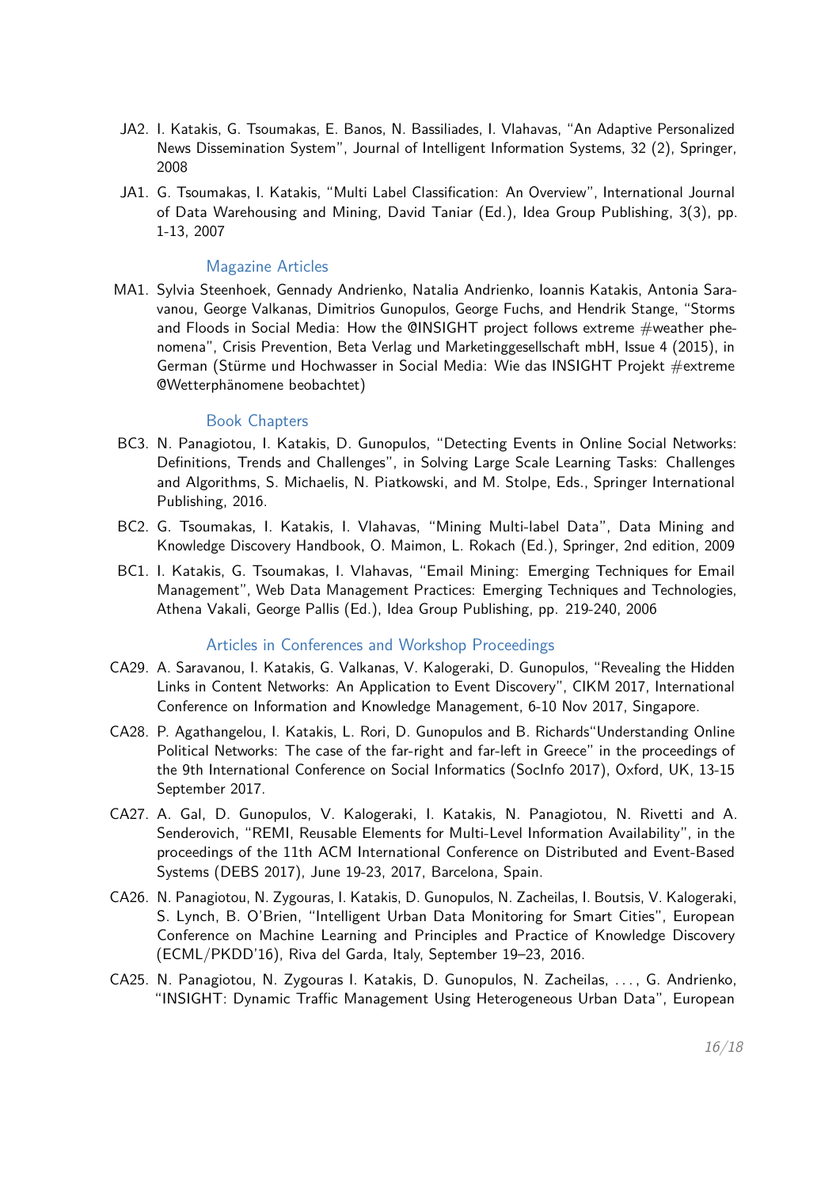- JA2. I. Katakis, G. Tsoumakas, E. Banos, N. Bassiliades, I. Vlahavas, "An Adaptive Personalized News Dissemination System", Journal of Intelligent Information Systems, 32 (2), Springer, 2008
- JA1. G. Tsoumakas, I. Katakis, "Multi Label Classification: An Overview", International Journal of Data Warehousing and Mining, David Taniar (Ed.), Idea Group Publishing, 3(3), pp. 1-13, 2007

### Magazine Articles

- MA1. Sylvia Steenhoek, Gennady Andrienko, Natalia Andrienko, Ioannis Katakis, Antonia Saravanou, George Valkanas, Dimitrios Gunopulos, George Fuchs, and Hendrik Stange, "Storms and Floods in Social Media: How the @INSIGHT project follows extreme #weather phenomena", Crisis Prevention, Beta Verlag und Marketinggesellschaft mbH, Issue 4 (2015), in German (Stürme und Hochwasser in Social Media: Wie das INSIGHT Projekt #extreme @Wetterphänomene beobachtet)

### Book Chapters

- BC3. N. Panagiotou, I. Katakis, D. Gunopulos, "Detecting Events in Online Social Networks: Definitions, Trends and Challenges", in Solving Large Scale Learning Tasks: Challenges and Algorithms, S. Michaelis, N. Piatkowski, and M. Stolpe, Eds., Springer International Publishing, 2016.
- BC2. G. Tsoumakas, I. Katakis, I. Vlahavas, "Mining Multi-label Data", Data Mining and Knowledge Discovery Handbook, O. Maimon, L. Rokach (Ed.), Springer, 2nd edition, 2009
- BC1. I. Katakis, G. Tsoumakas, I. Vlahavas, "Email Mining: Emerging Techniques for Email Management", Web Data Management Practices: Emerging Techniques and Technologies, Athena Vakali, George Pallis (Ed.), Idea Group Publishing, pp. 219-240, 2006

### Articles in Conferences and Workshop Proceedings

- CA29. A. Saravanou, I. Katakis, G. Valkanas, V. Kalogeraki, D. Gunopulos, "Revealing the Hidden Links in Content Networks: An Application to Event Discovery", CIKM 2017, International Conference on Information and Knowledge Management, 6-10 Nov 2017, Singapore.
- CA28. P. Agathangelou, I. Katakis, L. Rori, D. Gunopulos and B. Richards"Understanding Online Political Networks: The case of the far-right and far-left in Greece" in the proceedings of the 9th International Conference on Social Informatics (SocInfo 2017), Oxford, UK, 13-15 September 2017.
- CA27. A. Gal, D. Gunopulos, V. Kalogeraki, I. Katakis, N. Panagiotou, N. Rivetti and A. Senderovich, "REMI, Reusable Elements for Multi-Level Information Availability", in the proceedings of the 11th ACM International Conference on Distributed and Event-Based Systems (DEBS 2017), June 19-23, 2017, Barcelona, Spain.
- CA26. N. Panagiotou, N. Zygouras, I. Katakis, D. Gunopulos, N. Zacheilas, I. Boutsis, V. Kalogeraki, S. Lynch, B. O'Brien, "Intelligent Urban Data Monitoring for Smart Cities", European Conference on Machine Learning and Principles and Practice of Knowledge Discovery (ECML/PKDD'16), Riva del Garda, Italy, September 19–23, 2016.
- CA25. N. Panagiotou, N. Zygouras I. Katakis, D. Gunopulos, N. Zacheilas, . . . , G. Andrienko, "INSIGHT: Dynamic Traffic Management Using Heterogeneous Urban Data", European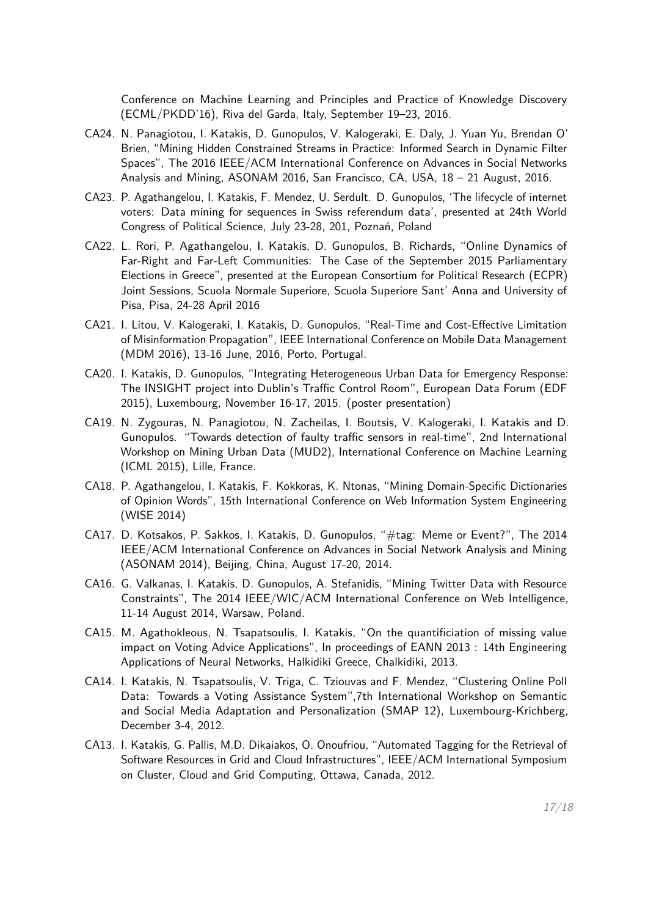Conference on Machine Learning and Principles and Practice of Knowledge Discovery (ECML/PKDD'16), Riva del Garda, Italy, September 19–23, 2016.

CA24. N. Panagiotou, I. Katakis, D. Gunopulos, V. Kalogeraki, E. Daly, J. Yuan Yu, Brendan O' Brien, "Mining Hidden Constrained Streams in Practice: Informed Search in Dynamic Filter Spaces", The 2016 IEEE/ACM International Conference on Advances in Social Networks Analysis and Mining, ASONAM 2016, San Francisco, CA, USA, 18 – 21 August, 2016.

CA23. P. Agathangelou, I. Katakis, F. Mendez, U. Serdult. D. Gunopulos, 'The lifecycle of internet voters: Data mining for sequences in Swiss referendum data', presented at 24th World Congress of Political Science, July 23-28, 201, Poznań, Poland

CA22. L. Rori, P. Agathangelou, I. Katakis, D. Gunopulos, B. Richards, "Online Dynamics of Far-Right and Far-Left Communities: The Case of the September 2015 Parliamentary Elections in Greece", presented at the European Consortium for Political Research (ECPR) Joint Sessions, Scuola Normale Superiore, Scuola Superiore Sant' Anna and University of Pisa, Pisa, 24-28 April 2016

CA21. I. Litou, V. Kalogeraki, I. Katakis, D. Gunopulos, "Real-Time and Cost-Effective Limitation of Misinformation Propagation", IEEE International Conference on Mobile Data Management (MDM 2016), 13-16 June, 2016, Porto, Portugal.

CA20. I. Katakis, D. Gunopulos, "Integrating Heterogeneous Urban Data for Emergency Response: The INSIGHT project into Dublin's Traffic Control Room", European Data Forum (EDF 2015), Luxembourg, November 16-17, 2015. (poster presentation)

CA19. N. Zygouras, N. Panagiotou, N. Zacheilas, I. Boutsis, V. Kalogeraki, I. Katakis and D. Gunopulos. "Towards detection of faulty traffic sensors in real-time", 2nd International Workshop on Mining Urban Data (MUD2), International Conference on Machine Learning (ICML 2015), Lille, France.

CA18. P. Agathangelou, I. Katakis, F. Kokkoras, K. Ntonas, "Mining Domain-Specific Dictionaries of Opinion Words", 15th International Conference on Web Information System Engineering (WISE 2014)

CA17. D. Kotsakos, P. Sakkos, I. Katakis, D. Gunopulos, "#tag: Meme or Event?", The 2014 IEEE/ACM International Conference on Advances in Social Network Analysis and Mining (ASONAM 2014), Beijing, China, August 17-20, 2014.

CA16. G. Valkanas, I. Katakis, D. Gunopulos, A. Stefanidis, "Mining Twitter Data with Resource Constraints", The 2014 IEEE/WIC/ACM International Conference on Web Intelligence, 11-14 August 2014, Warsaw, Poland.

CA15. M. Agathokleous, N. Tsapatsoulis, I. Katakis, "On the quantificiation of missing value impact on Voting Advice Applications", In proceedings of EANN 2013 : 14th Engineering Applications of Neural Networks, Halkidiki Greece, Chalkidiki, 2013.

CA14. I. Katakis, N. Tsapatsoulis, V. Triga, C. Tziouvas and F. Mendez, "Clustering Online Poll Data: Towards a Voting Assistance System",7th International Workshop on Semantic and Social Media Adaptation and Personalization (SMAP 12), Luxembourg-Krichberg, December 3-4, 2012.

CA13. I. Katakis, G. Pallis, M.D. Dikaiakos, O. Onoufriou, "Automated Tagging for the Retrieval of Software Resources in Grid and Cloud Infrastructures", IEEE/ACM International Symposium on Cluster, Cloud and Grid Computing, Ottawa, Canada, 2012.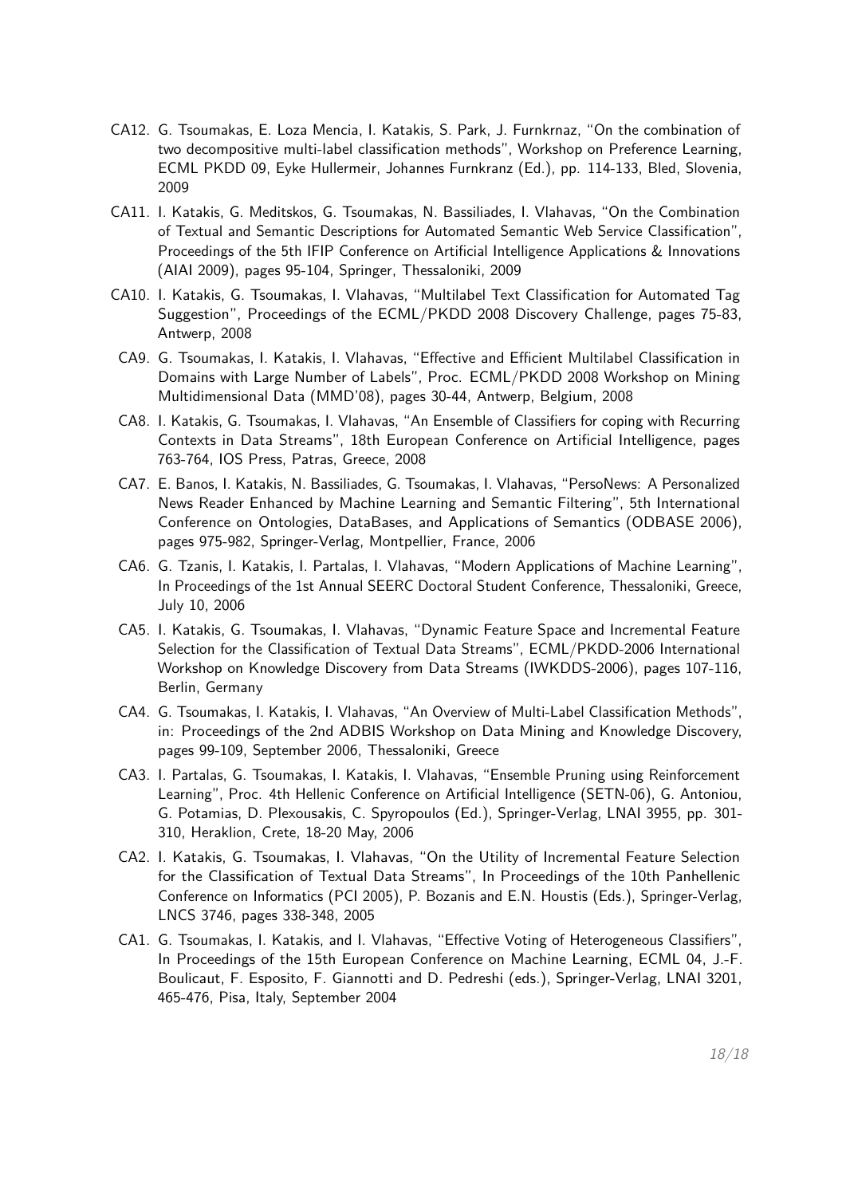- CA12. G. Tsoumakas, E. Loza Mencia, I. Katakis, S. Park, J. Furnkrnaz, "On the combination of two decompositive multi-label classification methods", Workshop on Preference Learning, ECML PKDD 09, Eyke Hullermeir, Johannes Furnkranz (Ed.), pp. 114-133, Bled, Slovenia, 2009
- CA11. I. Katakis, G. Meditskos, G. Tsoumakas, N. Bassiliades, I. Vlahavas, "On the Combination of Textual and Semantic Descriptions for Automated Semantic Web Service Classification", Proceedings of the 5th IFIP Conference on Artificial Intelligence Applications & Innovations (AIAI 2009), pages 95-104, Springer, Thessaloniki, 2009
- CA10. I. Katakis, G. Tsoumakas, I. Vlahavas, "Multilabel Text Classification for Automated Tag Suggestion", Proceedings of the ECML/PKDD 2008 Discovery Challenge, pages 75-83, Antwerp, 2008
- CA9. G. Tsoumakas, I. Katakis, I. Vlahavas, "Effective and Efficient Multilabel Classification in Domains with Large Number of Labels", Proc. ECML/PKDD 2008 Workshop on Mining Multidimensional Data (MMD'08), pages 30-44, Antwerp, Belgium, 2008
- CA8. I. Katakis, G. Tsoumakas, I. Vlahavas, "An Ensemble of Classifiers for coping with Recurring Contexts in Data Streams", 18th European Conference on Artificial Intelligence, pages 763-764, IOS Press, Patras, Greece, 2008
- CA7. E. Banos, I. Katakis, N. Bassiliades, G. Tsoumakas, I. Vlahavas, "PersoNews: A Personalized News Reader Enhanced by Machine Learning and Semantic Filtering", 5th International Conference on Ontologies, DataBases, and Applications of Semantics (ODBASE 2006), pages 975-982, Springer-Verlag, Montpellier, France, 2006
- CA6. G. Tzanis, I. Katakis, I. Partalas, I. Vlahavas, "Modern Applications of Machine Learning", In Proceedings of the 1st Annual SEERC Doctoral Student Conference, Thessaloniki, Greece, July 10, 2006
- CA5. I. Katakis, G. Tsoumakas, I. Vlahavas, "Dynamic Feature Space and Incremental Feature Selection for the Classification of Textual Data Streams", ECML/PKDD-2006 International Workshop on Knowledge Discovery from Data Streams (IWKDDS-2006), pages 107-116, Berlin, Germany
- CA4. G. Tsoumakas, I. Katakis, I. Vlahavas, "An Overview of Multi-Label Classification Methods", in: Proceedings of the 2nd ADBIS Workshop on Data Mining and Knowledge Discovery, pages 99-109, September 2006, Thessaloniki, Greece
- CA3. I. Partalas, G. Tsoumakas, I. Katakis, I. Vlahavas, "Ensemble Pruning using Reinforcement Learning", Proc. 4th Hellenic Conference on Artificial Intelligence (SETN-06), G. Antoniou, G. Potamias, D. Plexousakis, C. Spyropoulos (Ed.), Springer-Verlag, LNAI 3955, pp. 301-310, Heraklion, Crete, 18-20 May, 2006
- CA2. I. Katakis, G. Tsoumakas, I. Vlahavas, "On the Utility of Incremental Feature Selection for the Classification of Textual Data Streams", In Proceedings of the 10th Panhellenic Conference on Informatics (PCI 2005), P. Bozanis and E.N. Houstis (Eds.), Springer-Verlag, LNCS 3746, pages 338-348, 2005
- CA1. G. Tsoumakas, I. Katakis, and I. Vlahavas, "Effective Voting of Heterogeneous Classifiers", In Proceedings of the 15th European Conference on Machine Learning, ECML 04, J.-F. Boulicaut, F. Esposito, F. Giannotti and D. Pedreshi (eds.), Springer-Verlag, LNAI 3201, 465-476, Pisa, Italy, September 2004